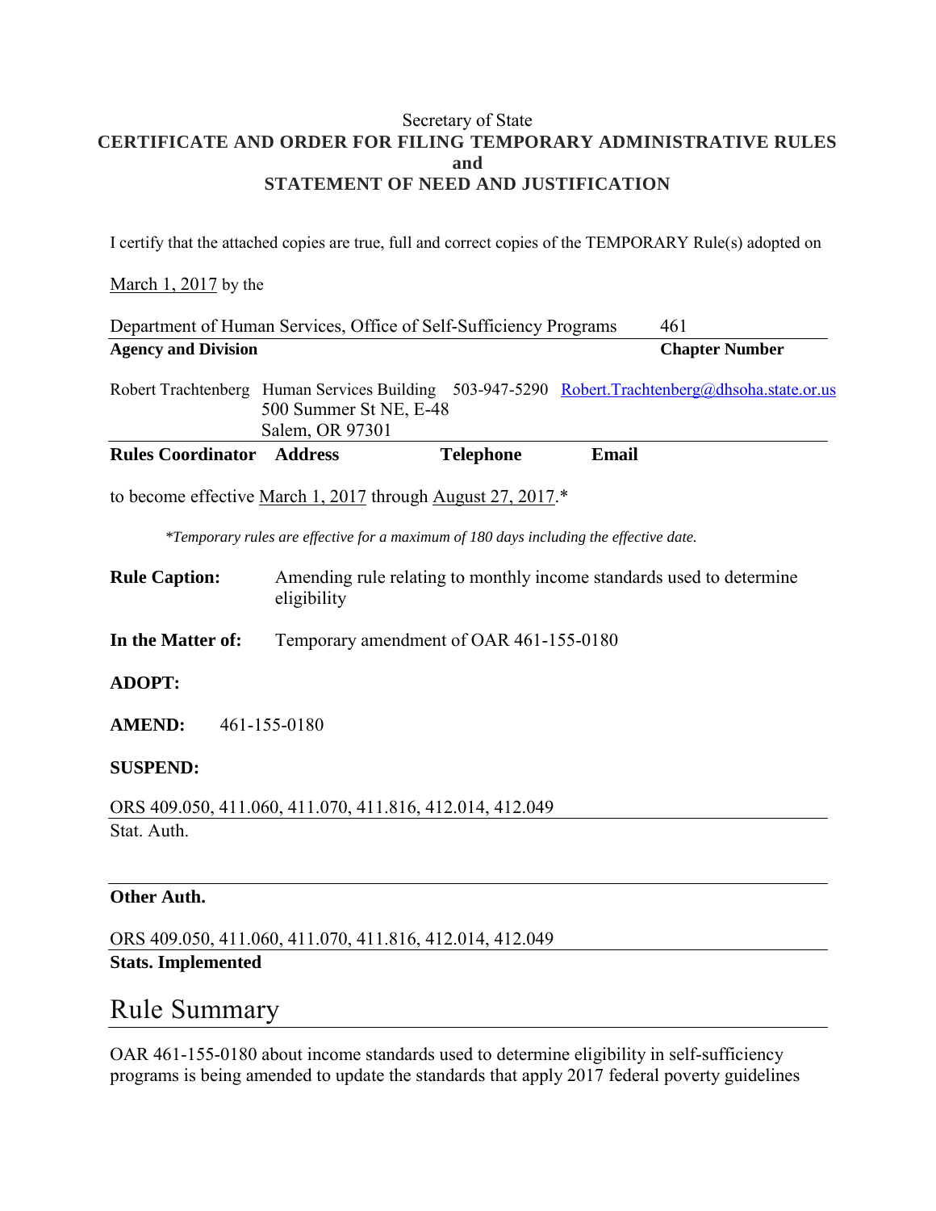Secretary of State

**CERTIFICATE AND ORDER FOR FILING TEMPORARY ADMINISTRATIVE RULES**
**and**
**STATEMENT OF NEED AND JUSTIFICATION**

I certify that the attached copies are true, full and correct copies of the TEMPORARY Rule(s) adopted on

March 1, 2017 by the

| Department of Human Services, Office of Self-Sufficiency Programs | 461 |
|---|---|
| **Agency and Division** | **Chapter Number** |

| Robert Trachtenberg | Human Services Building<br>500 Summer St NE, E-48<br>Salem, OR 97301 | 503-947-5290 | Robert.Trachtenberg@dhsoha.state.or.us |
|---|---|---|---|
| **Rules Coordinator** | **Address** | **Telephone** | **Email** |

to become effective March 1, 2017 through August 27, 2017.*

*\*Temporary rules are effective for a maximum of 180 days including the effective date.*

**Rule Caption:** Amending rule relating to monthly income standards used to determine eligibility

**In the Matter of:** Temporary amendment of OAR 461-155-0180

**ADOPT:**

**AMEND:** 461-155-0180

**SUSPEND:**

ORS 409.050, 411.060, 411.070, 411.816, 412.014, 412.049
Stat. Auth.

**Other Auth.**

ORS 409.050, 411.060, 411.070, 411.816, 412.014, 412.049
**Stats. Implemented**

# Rule Summary

OAR 461-155-0180 about income standards used to determine eligibility in self-sufficiency programs is being amended to update the standards that apply 2017 federal poverty guidelines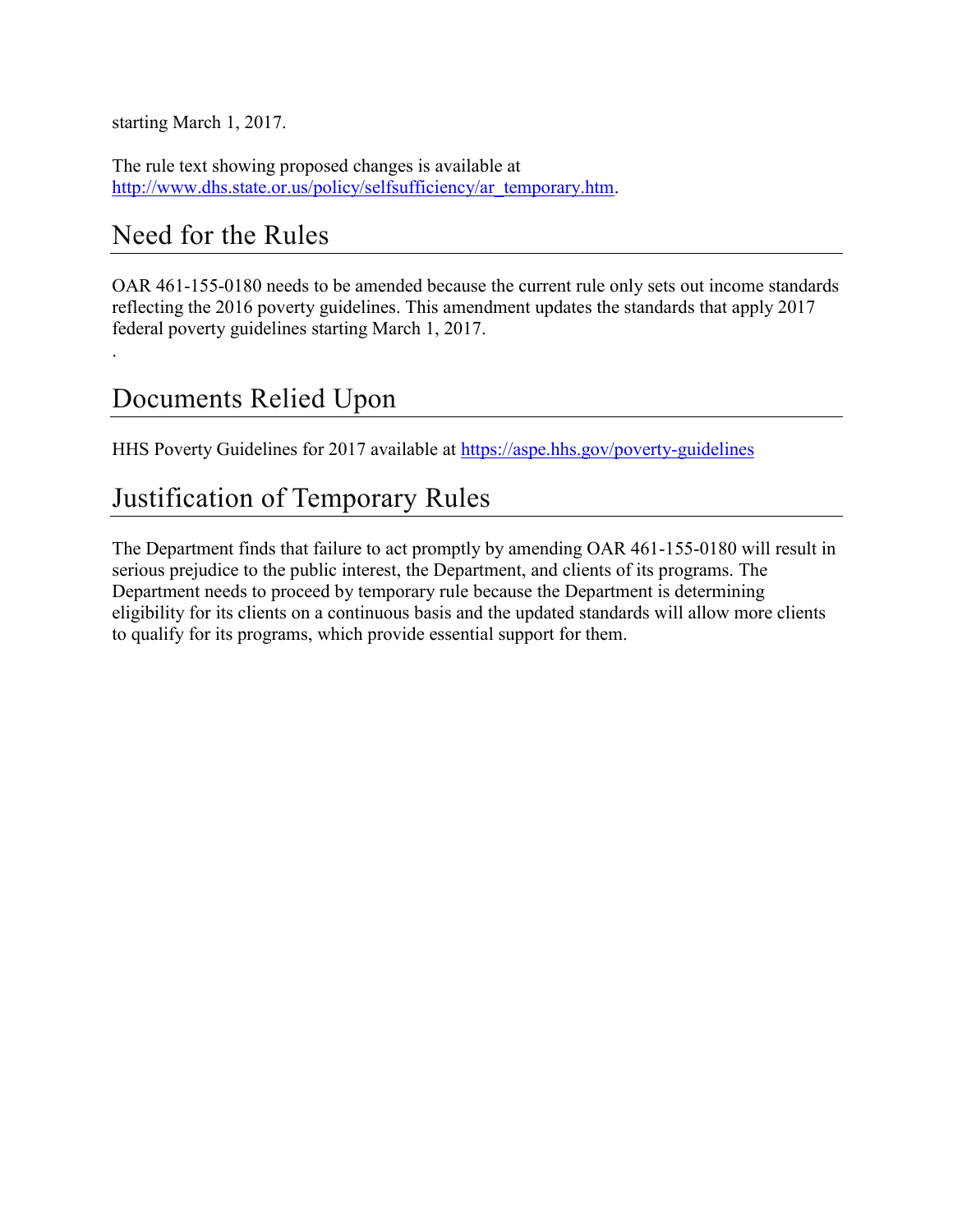starting March 1, 2017.

The rule text showing proposed changes is available at http://www.dhs.state.or.us/policy/selfsufficiency/ar_temporary.htm.

## Need for the Rules

OAR 461-155-0180 needs to be amended because the current rule only sets out income standards reflecting the 2016 poverty guidelines. This amendment updates the standards that apply 2017 federal poverty guidelines starting March 1, 2017.

.

## Documents Relied Upon

HHS Poverty Guidelines for 2017 available at https://aspe.hhs.gov/poverty-guidelines

## Justification of Temporary Rules

The Department finds that failure to act promptly by amending OAR 461-155-0180 will result in serious prejudice to the public interest, the Department, and clients of its programs. The Department needs to proceed by temporary rule because the Department is determining eligibility for its clients on a continuous basis and the updated standards will allow more clients to qualify for its programs, which provide essential support for them.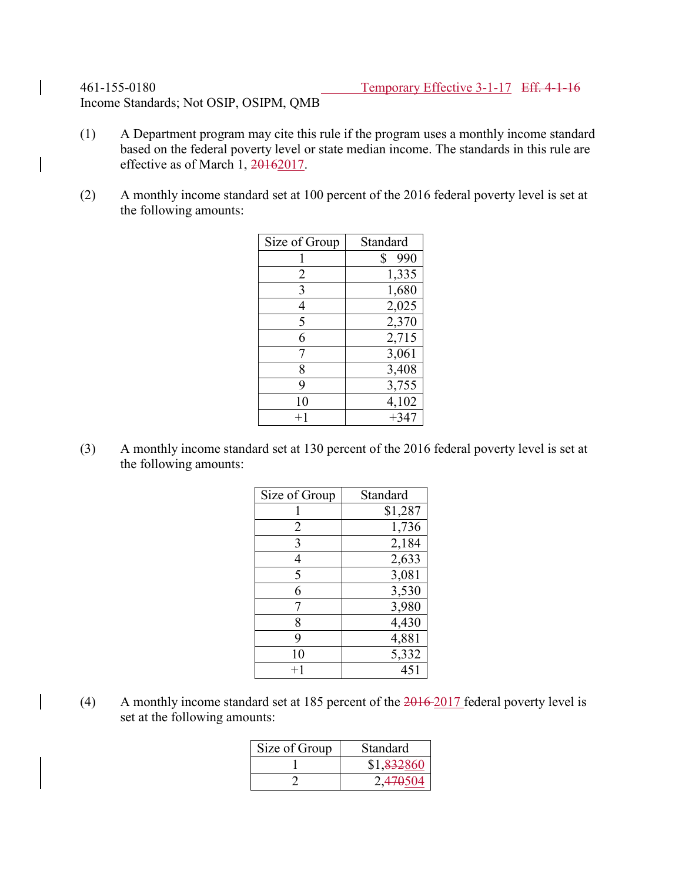461-155-0180 Temporary Effective 3-1-17 ~~Eff. 4-1-16~~

Income Standards; Not OSIP, OSIPM, QMB

(1) A Department program may cite this rule if the program uses a monthly income standard based on the federal poverty level or state median income. The standards in this rule are effective as of March 1, ~~2016~~2017.

(2) A monthly income standard set at 100 percent of the 2016 federal poverty level is set at the following amounts:

| Size of Group | Standard |
|---|---|
| 1 | $ 990 |
| 2 | 1,335 |
| 3 | 1,680 |
| 4 | 2,025 |
| 5 | 2,370 |
| 6 | 2,715 |
| 7 | 3,061 |
| 8 | 3,408 |
| 9 | 3,755 |
| 10 | 4,102 |
| +1 | +347 |

(3) A monthly income standard set at 130 percent of the 2016 federal poverty level is set at the following amounts:

| Size of Group | Standard |
|---|---|
| 1 | $1,287 |
| 2 | 1,736 |
| 3 | 2,184 |
| 4 | 2,633 |
| 5 | 3,081 |
| 6 | 3,530 |
| 7 | 3,980 |
| 8 | 4,430 |
| 9 | 4,881 |
| 10 | 5,332 |
| +1 | 451 |

(4) A monthly income standard set at 185 percent of the ~~2016~~ 2017 federal poverty level is set at the following amounts:

| Size of Group | Standard |
|---|---|
| 1 | $1,~~832~~860 |
| 2 | 2,~~470~~504 |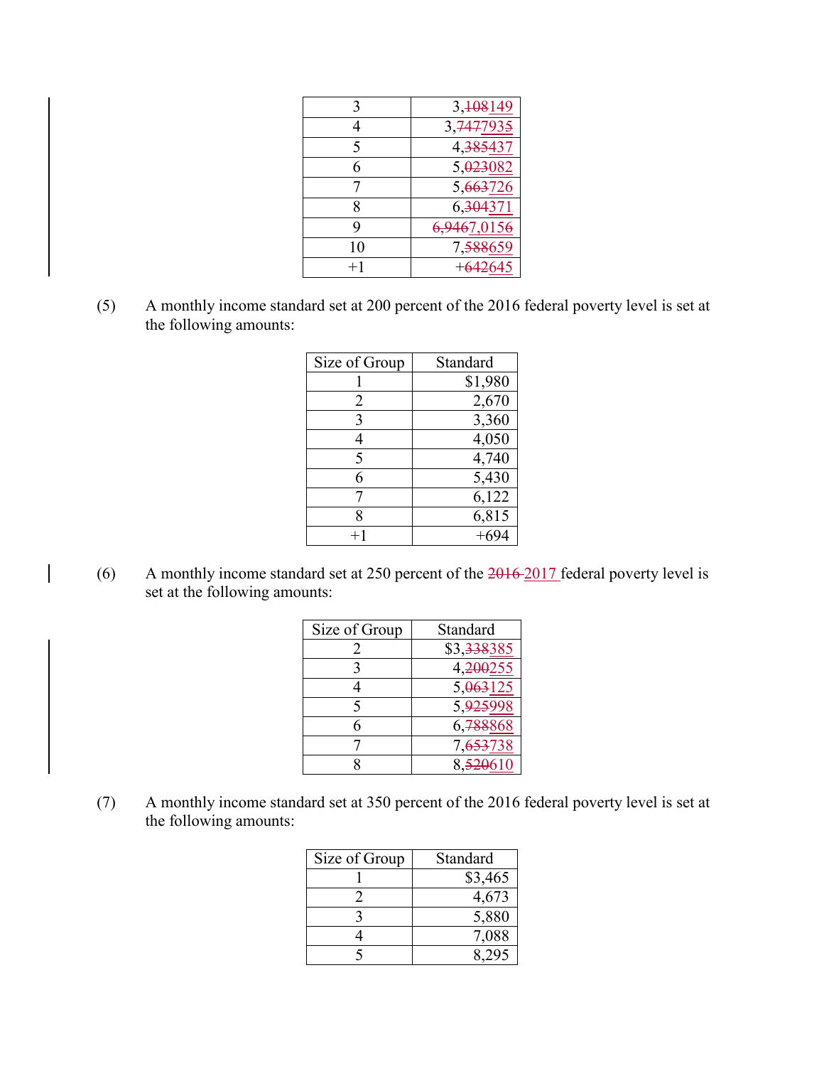| | |
|---|---|
| 3 | 3,~~108~~149 |
| 4 | 3,~~747~~7935 |
| 5 | 4,~~385~~437 |
| 6 | 5,~~023~~082 |
| 7 | 5,~~663~~726 |
| 8 | 6,~~304~~371 |
| 9 | ~~6,946~~7,0156 |
| 10 | 7,~~588~~659 |
| +1 | +~~642~~645 |

(5) A monthly income standard set at 200 percent of the 2016 federal poverty level is set at the following amounts:

| Size of Group | Standard |
|---|---|
| 1 | $1,980 |
| 2 | 2,670 |
| 3 | 3,360 |
| 4 | 4,050 |
| 5 | 4,740 |
| 6 | 5,430 |
| 7 | 6,122 |
| 8 | 6,815 |
| +1 | +694 |

(6) A monthly income standard set at 250 percent of the ~~2016~~ 2017 federal poverty level is set at the following amounts:

| Size of Group | Standard |
|---|---|
| 2 | $3,~~338~~385 |
| 3 | 4,~~200~~255 |
| 4 | 5,~~063~~125 |
| 5 | 5,~~925~~998 |
| 6 | 6,~~788~~868 |
| 7 | 7,~~653~~738 |
| 8 | 8,~~520~~610 |

(7) A monthly income standard set at 350 percent of the 2016 federal poverty level is set at the following amounts:

| Size of Group | Standard |
|---|---|
| 1 | $3,465 |
| 2 | 4,673 |
| 3 | 5,880 |
| 4 | 7,088 |
| 5 | 8,295 |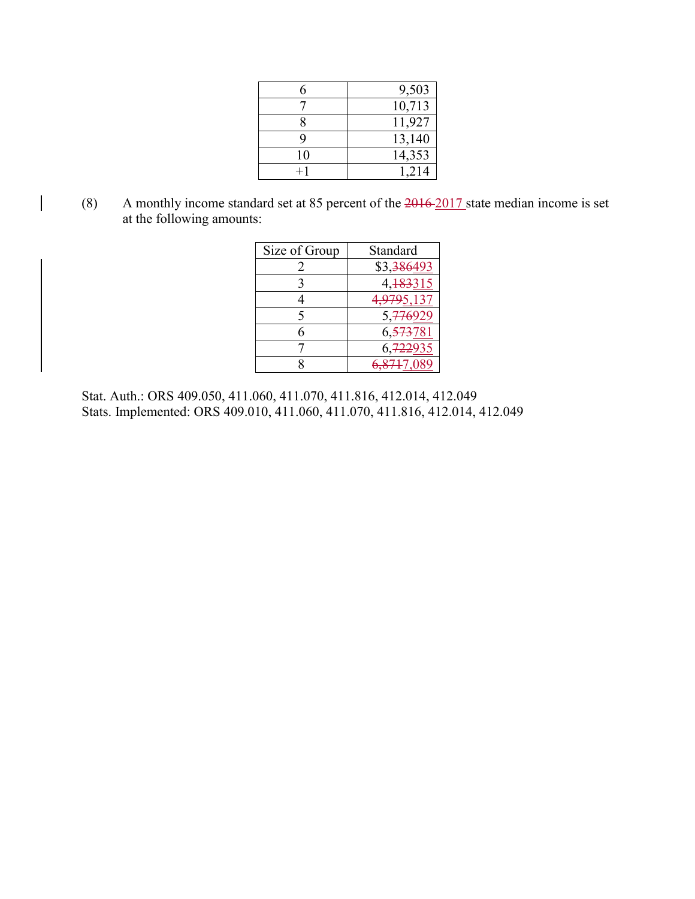| | |
|---|---|
| 6 | 9,503 |
| 7 | 10,713 |
| 8 | 11,927 |
| 9 | 13,140 |
| 10 | 14,353 |
| +1 | 1,214 |

(8) A monthly income standard set at 85 percent of the ~~2016~~ 2017 state median income is set at the following amounts:

| Size of Group | Standard |
|---|---|
| 2 | $3,~~386~~493 |
| 3 | 4,~~183~~315 |
| 4 | ~~4,979~~5,137 |
| 5 | 5,~~776~~929 |
| 6 | 6,~~573~~781 |
| 7 | 6,~~722~~935 |
| 8 | ~~6,871~~7,089 |

Stat. Auth.: ORS 409.050, 411.060, 411.070, 411.816, 412.014, 412.049
Stats. Implemented: ORS 409.010, 411.060, 411.070, 411.816, 412.014, 412.049